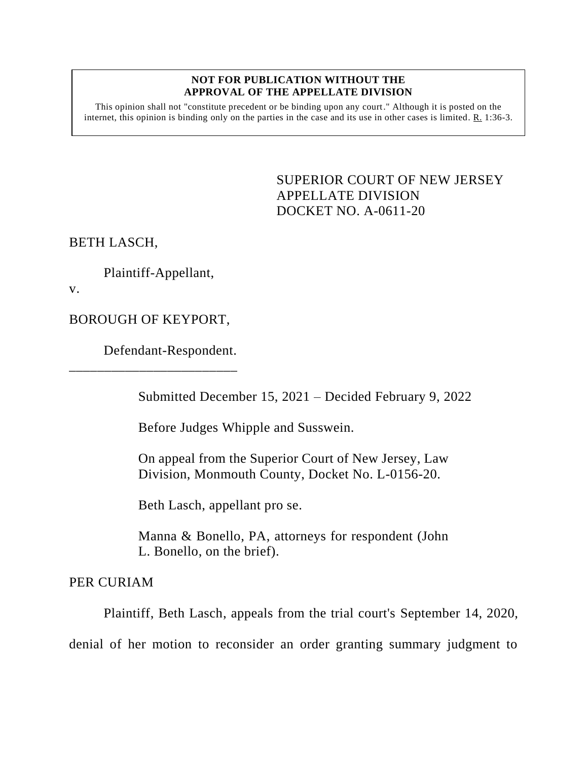**NOT FOR PUBLICATION WITHOUT THE APPROVAL OF THE APPELLATE DIVISION**

This opinion shall not "constitute precedent or be binding upon any court." Although it is posted on the internet, this opinion is binding only on the parties in the case and its use in other cases is limited. R. 1:36-3.

SUPERIOR COURT OF NEW JERSEY
APPELLATE DIVISION
DOCKET NO. A-0611-20

BETH LASCH,

Plaintiff-Appellant,

v.

BOROUGH OF KEYPORT,

Defendant-Respondent.

\_\_\_\_\_\_\_\_\_\_\_\_\_\_\_\_\_\_\_\_\_\_\_\_\_\_

Submitted December 15, 2021 – Decided February 9, 2022

Before Judges Whipple and Susswein.

On appeal from the Superior Court of New Jersey, Law Division, Monmouth County, Docket No. L-0156-20.

Beth Lasch, appellant pro se.

Manna & Bonello, PA, attorneys for respondent (John L. Bonello, on the brief).

PER CURIAM

Plaintiff, Beth Lasch, appeals from the trial court's September 14, 2020, denial of her motion to reconsider an order granting summary judgment to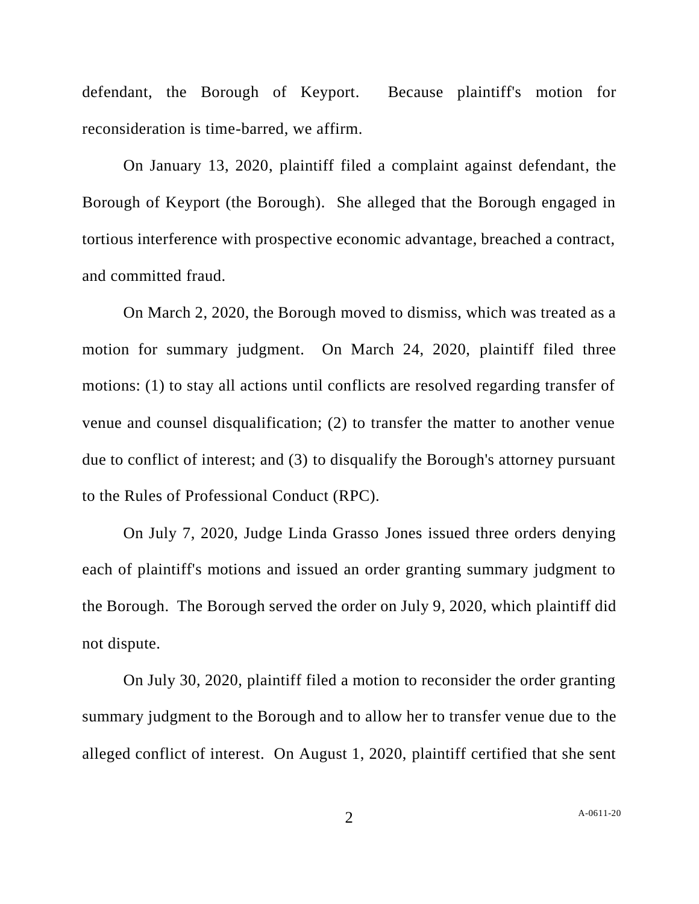defendant, the Borough of Keyport. Because plaintiff's motion for reconsideration is time-barred, we affirm.

On January 13, 2020, plaintiff filed a complaint against defendant, the Borough of Keyport (the Borough). She alleged that the Borough engaged in tortious interference with prospective economic advantage, breached a contract, and committed fraud.

On March 2, 2020, the Borough moved to dismiss, which was treated as a motion for summary judgment. On March 24, 2020, plaintiff filed three motions: (1) to stay all actions until conflicts are resolved regarding transfer of venue and counsel disqualification; (2) to transfer the matter to another venue due to conflict of interest; and (3) to disqualify the Borough's attorney pursuant to the Rules of Professional Conduct (RPC).

On July 7, 2020, Judge Linda Grasso Jones issued three orders denying each of plaintiff's motions and issued an order granting summary judgment to the Borough. The Borough served the order on July 9, 2020, which plaintiff did not dispute.

On July 30, 2020, plaintiff filed a motion to reconsider the order granting summary judgment to the Borough and to allow her to transfer venue due to the alleged conflict of interest. On August 1, 2020, plaintiff certified that she sent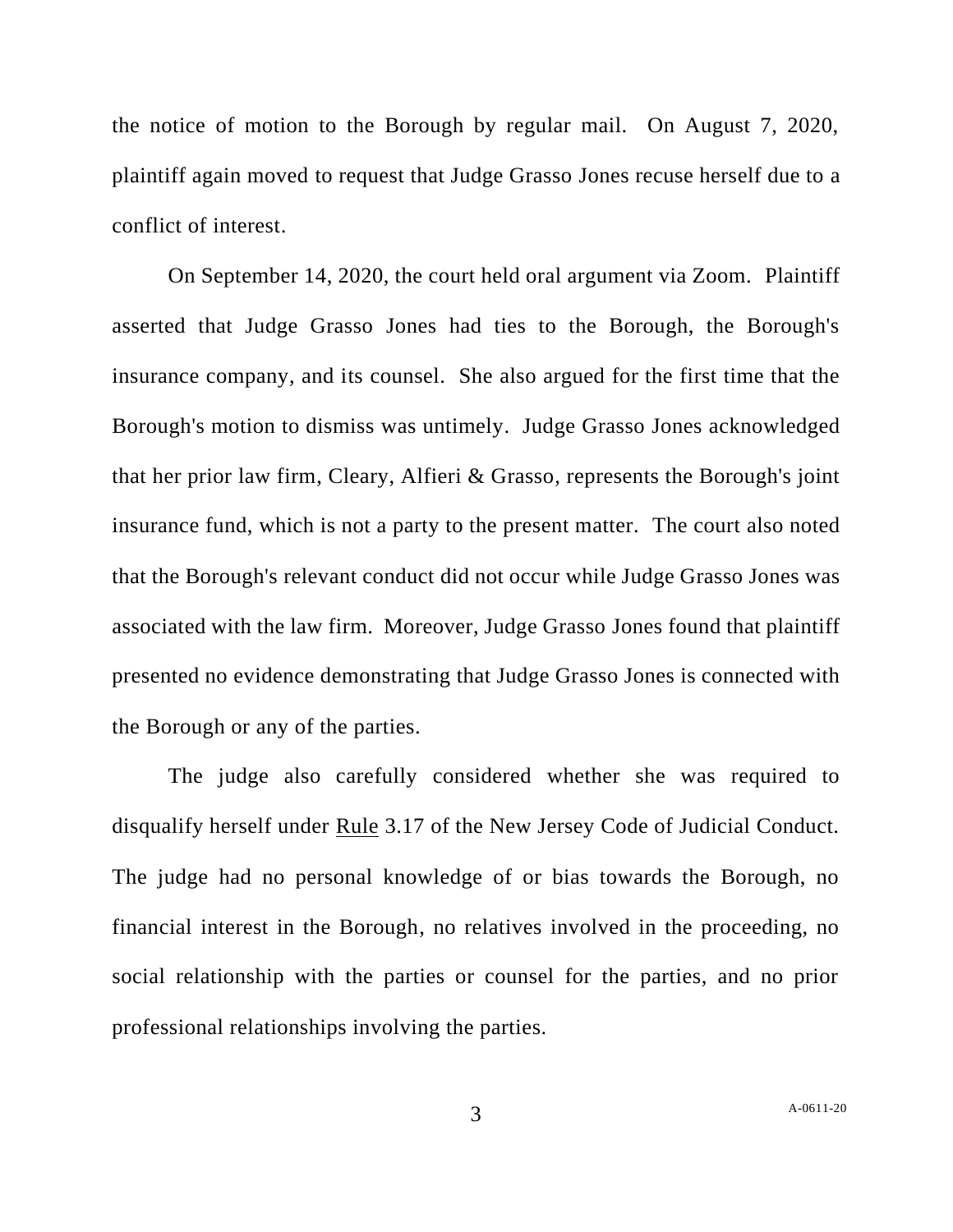the notice of motion to the Borough by regular mail. On August 7, 2020, plaintiff again moved to request that Judge Grasso Jones recuse herself due to a conflict of interest.

On September 14, 2020, the court held oral argument via Zoom. Plaintiff asserted that Judge Grasso Jones had ties to the Borough, the Borough's insurance company, and its counsel. She also argued for the first time that the Borough's motion to dismiss was untimely. Judge Grasso Jones acknowledged that her prior law firm, Cleary, Alfieri & Grasso, represents the Borough's joint insurance fund, which is not a party to the present matter. The court also noted that the Borough's relevant conduct did not occur while Judge Grasso Jones was associated with the law firm. Moreover, Judge Grasso Jones found that plaintiff presented no evidence demonstrating that Judge Grasso Jones is connected with the Borough or any of the parties.

The judge also carefully considered whether she was required to disqualify herself under Rule 3.17 of the New Jersey Code of Judicial Conduct. The judge had no personal knowledge of or bias towards the Borough, no financial interest in the Borough, no relatives involved in the proceeding, no social relationship with the parties or counsel for the parties, and no prior professional relationships involving the parties.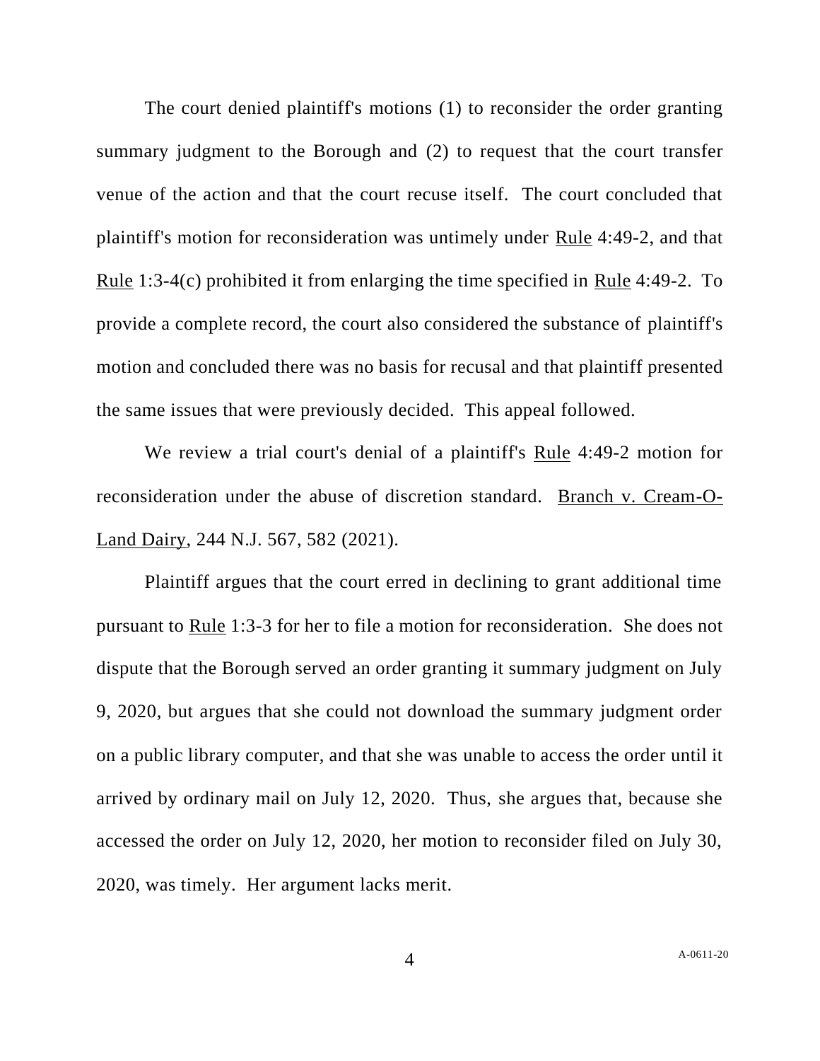The court denied plaintiff's motions (1) to reconsider the order granting summary judgment to the Borough and (2) to request that the court transfer venue of the action and that the court recuse itself. The court concluded that plaintiff's motion for reconsideration was untimely under Rule 4:49-2, and that Rule 1:3-4(c) prohibited it from enlarging the time specified in Rule 4:49-2. To provide a complete record, the court also considered the substance of plaintiff's motion and concluded there was no basis for recusal and that plaintiff presented the same issues that were previously decided. This appeal followed.

We review a trial court's denial of a plaintiff's Rule 4:49-2 motion for reconsideration under the abuse of discretion standard. Branch v. Cream-O-Land Dairy, 244 N.J. 567, 582 (2021).

Plaintiff argues that the court erred in declining to grant additional time pursuant to Rule 1:3-3 for her to file a motion for reconsideration. She does not dispute that the Borough served an order granting it summary judgment on July 9, 2020, but argues that she could not download the summary judgment order on a public library computer, and that she was unable to access the order until it arrived by ordinary mail on July 12, 2020. Thus, she argues that, because she accessed the order on July 12, 2020, her motion to reconsider filed on July 30, 2020, was timely. Her argument lacks merit.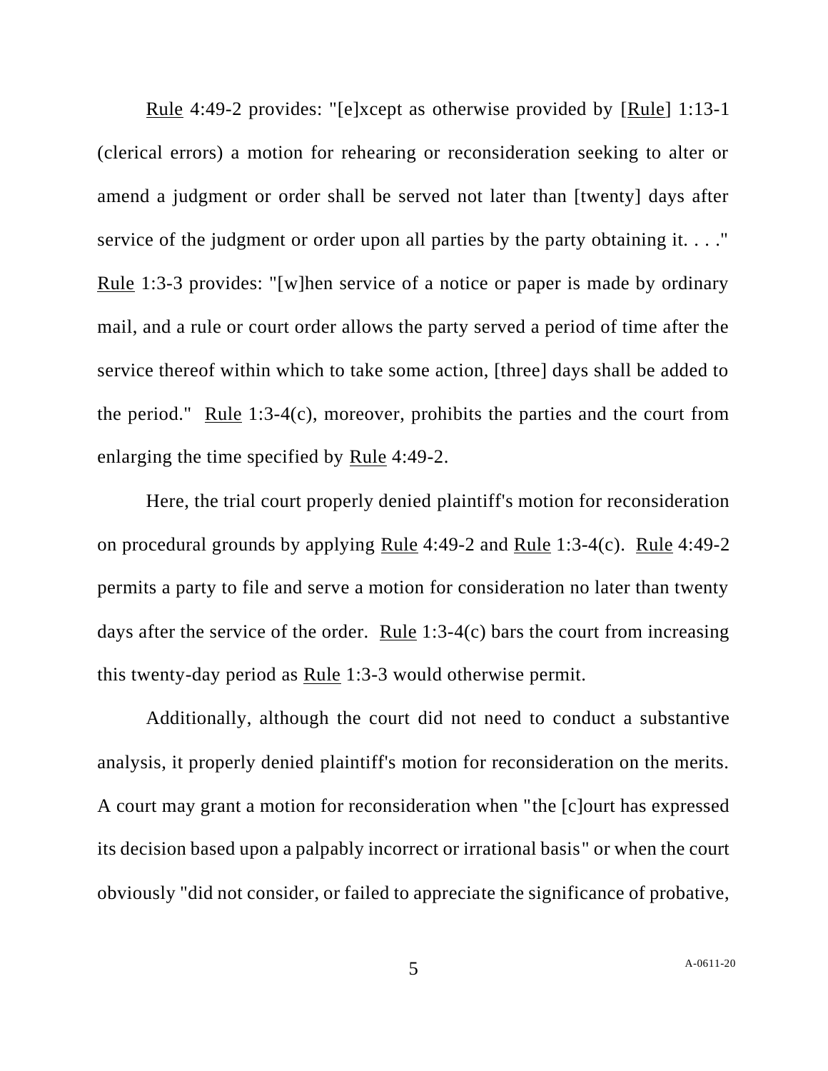Rule 4:49-2 provides: "[e]xcept as otherwise provided by [Rule] 1:13-1 (clerical errors) a motion for rehearing or reconsideration seeking to alter or amend a judgment or order shall be served not later than [twenty] days after service of the judgment or order upon all parties by the party obtaining it. . . ." Rule 1:3-3 provides: "[w]hen service of a notice or paper is made by ordinary mail, and a rule or court order allows the party served a period of time after the service thereof within which to take some action, [three] days shall be added to the period." Rule 1:3-4(c), moreover, prohibits the parties and the court from enlarging the time specified by Rule 4:49-2.

Here, the trial court properly denied plaintiff's motion for reconsideration on procedural grounds by applying Rule 4:49-2 and Rule 1:3-4(c). Rule 4:49-2 permits a party to file and serve a motion for consideration no later than twenty days after the service of the order. Rule 1:3-4(c) bars the court from increasing this twenty-day period as Rule 1:3-3 would otherwise permit.

Additionally, although the court did not need to conduct a substantive analysis, it properly denied plaintiff's motion for reconsideration on the merits. A court may grant a motion for reconsideration when "the [c]ourt has expressed its decision based upon a palpably incorrect or irrational basis" or when the court obviously "did not consider, or failed to appreciate the significance of probative,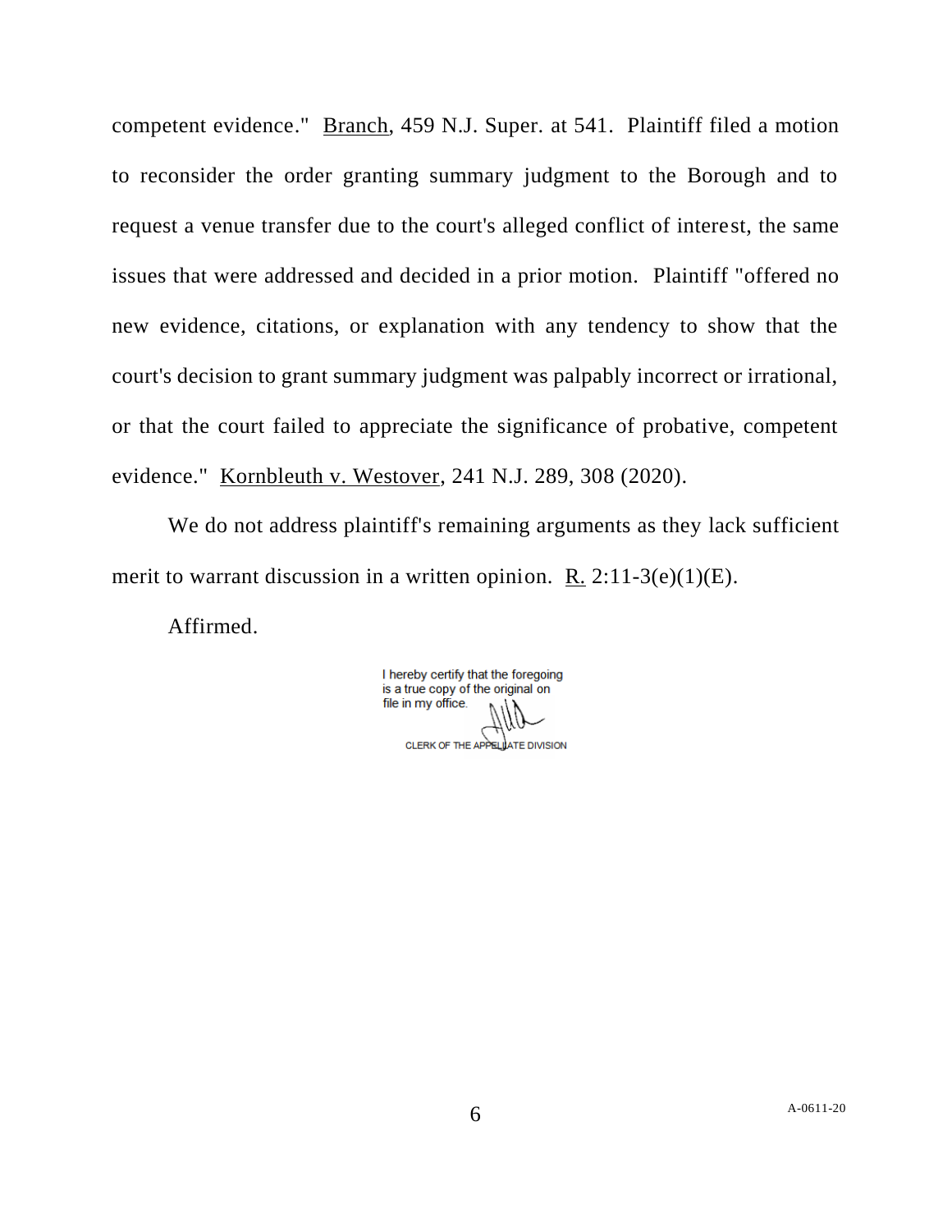competent evidence." Branch, 459 N.J. Super. at 541. Plaintiff filed a motion to reconsider the order granting summary judgment to the Borough and to request a venue transfer due to the court's alleged conflict of interest, the same issues that were addressed and decided in a prior motion. Plaintiff "offered no new evidence, citations, or explanation with any tendency to show that the court's decision to grant summary judgment was palpably incorrect or irrational, or that the court failed to appreciate the significance of probative, competent evidence." Kornbleuth v. Westover, 241 N.J. 289, 308 (2020).

We do not address plaintiff's remaining arguments as they lack sufficient merit to warrant discussion in a written opinion. R. 2:11-3(e)(1)(E).

Affirmed.

I hereby certify that the foregoing is a true copy of the original on file in my office.

CLERK OF THE APPELLATE DIVISION